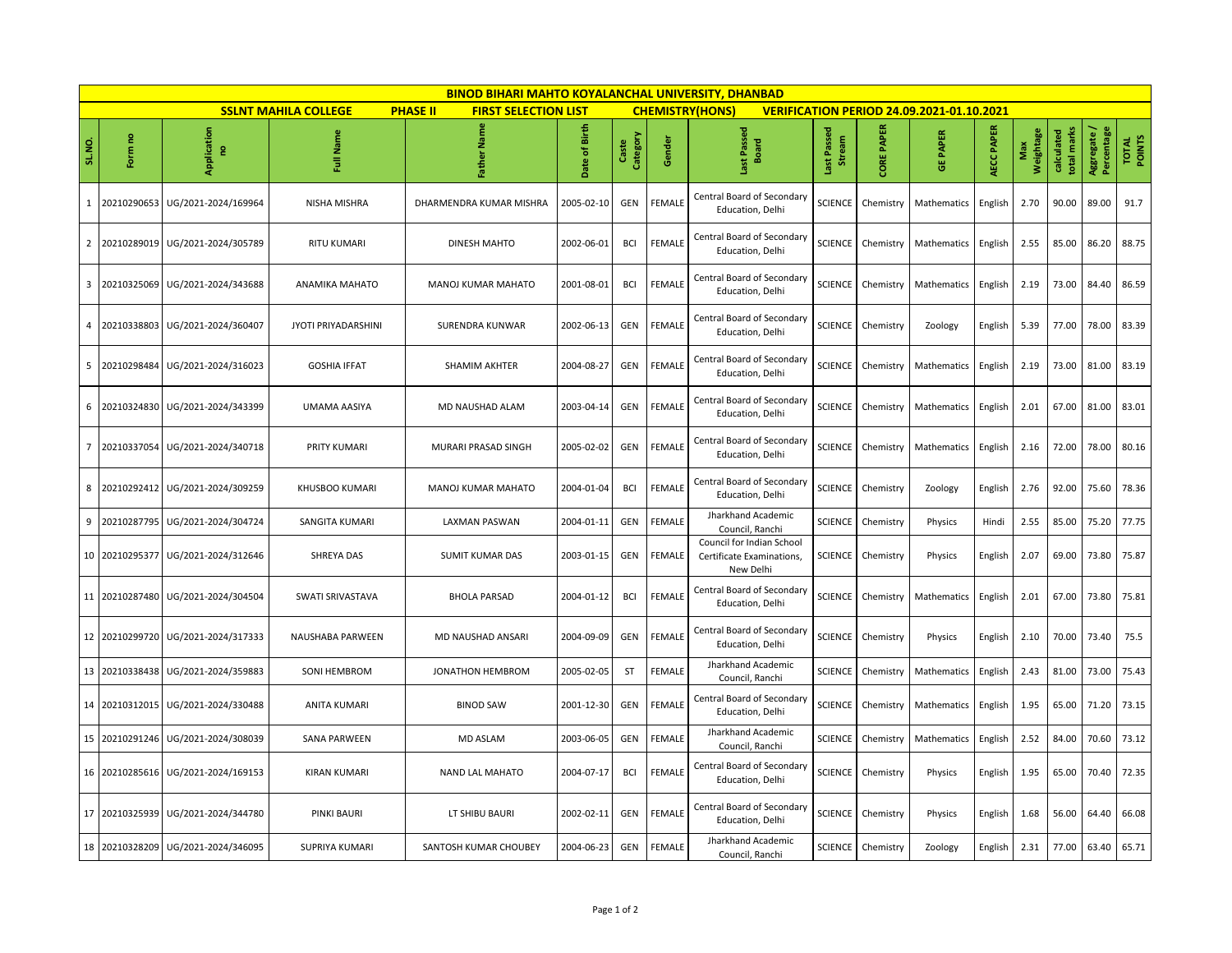# BINOD BIHARI MAHTO KOYALANCHAL UNIVERSITY, DHANBAD

**SSLNT MAHILA COLLEGE** **PHASE II** **FIRST SELECTION LIST** **CHEMISTRY(HONS)** **VERIFICATION PERIOD 24.09.2021-01.10.2021**

| SL.NO. | Form no | Application no | Full Name | Father Name | Date of Birth | Caste Category | Gender | Last Passed Board | Last Passed Stream | CORE PAPER | GE PAPER | AECC PAPER | Max Weightage | calculated total marks | Aggregate / Percentage | TOTAL POINTS |
|---|---|---|---|---|---|---|---|---|---|---|---|---|---|---|---|---|
| 1 | 20210290653 | UG/2021-2024/169964 | NISHA MISHRA | DHARMENDRA KUMAR MISHRA | 2005-02-10 | GEN | FEMALE | Central Board of Secondary Education, Delhi | SCIENCE | Chemistry | Mathematics | English | 2.70 | 90.00 | 89.00 | 91.7 |
| 2 | 20210289019 | UG/2021-2024/305789 | RITU KUMARI | DINESH MAHTO | 2002-06-01 | BCI | FEMALE | Central Board of Secondary Education, Delhi | SCIENCE | Chemistry | Mathematics | English | 2.55 | 85.00 | 86.20 | 88.75 |
| 3 | 20210325069 | UG/2021-2024/343688 | ANAMIKA MAHATO | MANOJ KUMAR MAHATO | 2001-08-01 | BCI | FEMALE | Central Board of Secondary Education, Delhi | SCIENCE | Chemistry | Mathematics | English | 2.19 | 73.00 | 84.40 | 86.59 |
| 4 | 20210338803 | UG/2021-2024/360407 | JYOTI PRIYADARSHINI | SURENDRA KUNWAR | 2002-06-13 | GEN | FEMALE | Central Board of Secondary Education, Delhi | SCIENCE | Chemistry | Zoology | English | 5.39 | 77.00 | 78.00 | 83.39 |
| 5 | 20210298484 | UG/2021-2024/316023 | GOSHIA IFFAT | SHAMIM AKHTER | 2004-08-27 | GEN | FEMALE | Central Board of Secondary Education, Delhi | SCIENCE | Chemistry | Mathematics | English | 2.19 | 73.00 | 81.00 | 83.19 |
| 6 | 20210324830 | UG/2021-2024/343399 | UMAMA AASIYA | MD NAUSHAD ALAM | 2003-04-14 | GEN | FEMALE | Central Board of Secondary Education, Delhi | SCIENCE | Chemistry | Mathematics | English | 2.01 | 67.00 | 81.00 | 83.01 |
| 7 | 20210337054 | UG/2021-2024/340718 | PRITY KUMARI | MURARI PRASAD SINGH | 2005-02-02 | GEN | FEMALE | Central Board of Secondary Education, Delhi | SCIENCE | Chemistry | Mathematics | English | 2.16 | 72.00 | 78.00 | 80.16 |
| 8 | 20210292412 | UG/2021-2024/309259 | KHUSBOO KUMARI | MANOJ KUMAR MAHATO | 2004-01-04 | BCI | FEMALE | Central Board of Secondary Education, Delhi | SCIENCE | Chemistry | Zoology | English | 2.76 | 92.00 | 75.60 | 78.36 |
| 9 | 20210287795 | UG/2021-2024/304724 | SANGITA KUMARI | LAXMAN PASWAN | 2004-01-11 | GEN | FEMALE | Jharkhand Academic Council, Ranchi | SCIENCE | Chemistry | Physics | Hindi | 2.55 | 85.00 | 75.20 | 77.75 |
| 10 | 20210295377 | UG/2021-2024/312646 | SHREYA DAS | SUMIT KUMAR DAS | 2003-01-15 | GEN | FEMALE | Council for Indian School Certificate Examinations, New Delhi | SCIENCE | Chemistry | Physics | English | 2.07 | 69.00 | 73.80 | 75.87 |
| 11 | 20210287480 | UG/2021-2024/304504 | SWATI SRIVASTAVA | BHOLA PARSAD | 2004-01-12 | BCI | FEMALE | Central Board of Secondary Education, Delhi | SCIENCE | Chemistry | Mathematics | English | 2.01 | 67.00 | 73.80 | 75.81 |
| 12 | 20210299720 | UG/2021-2024/317333 | NAUSHABA PARWEEN | MD NAUSHAD ANSARI | 2004-09-09 | GEN | FEMALE | Central Board of Secondary Education, Delhi | SCIENCE | Chemistry | Physics | English | 2.10 | 70.00 | 73.40 | 75.5 |
| 13 | 20210338438 | UG/2021-2024/359883 | SONI HEMBROM | JONATHON HEMBROM | 2005-02-05 | ST | FEMALE | Jharkhand Academic Council, Ranchi | SCIENCE | Chemistry | Mathematics | English | 2.43 | 81.00 | 73.00 | 75.43 |
| 14 | 20210312015 | UG/2021-2024/330488 | ANITA KUMARI | BINOD SAW | 2001-12-30 | GEN | FEMALE | Central Board of Secondary Education, Delhi | SCIENCE | Chemistry | Mathematics | English | 1.95 | 65.00 | 71.20 | 73.15 |
| 15 | 20210291246 | UG/2021-2024/308039 | SANA PARWEEN | MD ASLAM | 2003-06-05 | GEN | FEMALE | Jharkhand Academic Council, Ranchi | SCIENCE | Chemistry | Mathematics | English | 2.52 | 84.00 | 70.60 | 73.12 |
| 16 | 20210285616 | UG/2021-2024/169153 | KIRAN KUMARI | NAND LAL MAHATO | 2004-07-17 | BCI | FEMALE | Central Board of Secondary Education, Delhi | SCIENCE | Chemistry | Physics | English | 1.95 | 65.00 | 70.40 | 72.35 |
| 17 | 20210325939 | UG/2021-2024/344780 | PINKI BAURI | LT SHIBU BAURI | 2002-02-11 | GEN | FEMALE | Central Board of Secondary Education, Delhi | SCIENCE | Chemistry | Physics | English | 1.68 | 56.00 | 64.40 | 66.08 |
| 18 | 20210328209 | UG/2021-2024/346095 | SUPRIYA KUMARI | SANTOSH KUMAR CHOUBEY | 2004-06-23 | GEN | FEMALE | Jharkhand Academic Council, Ranchi | SCIENCE | Chemistry | Zoology | English | 2.31 | 77.00 | 63.40 | 65.71 |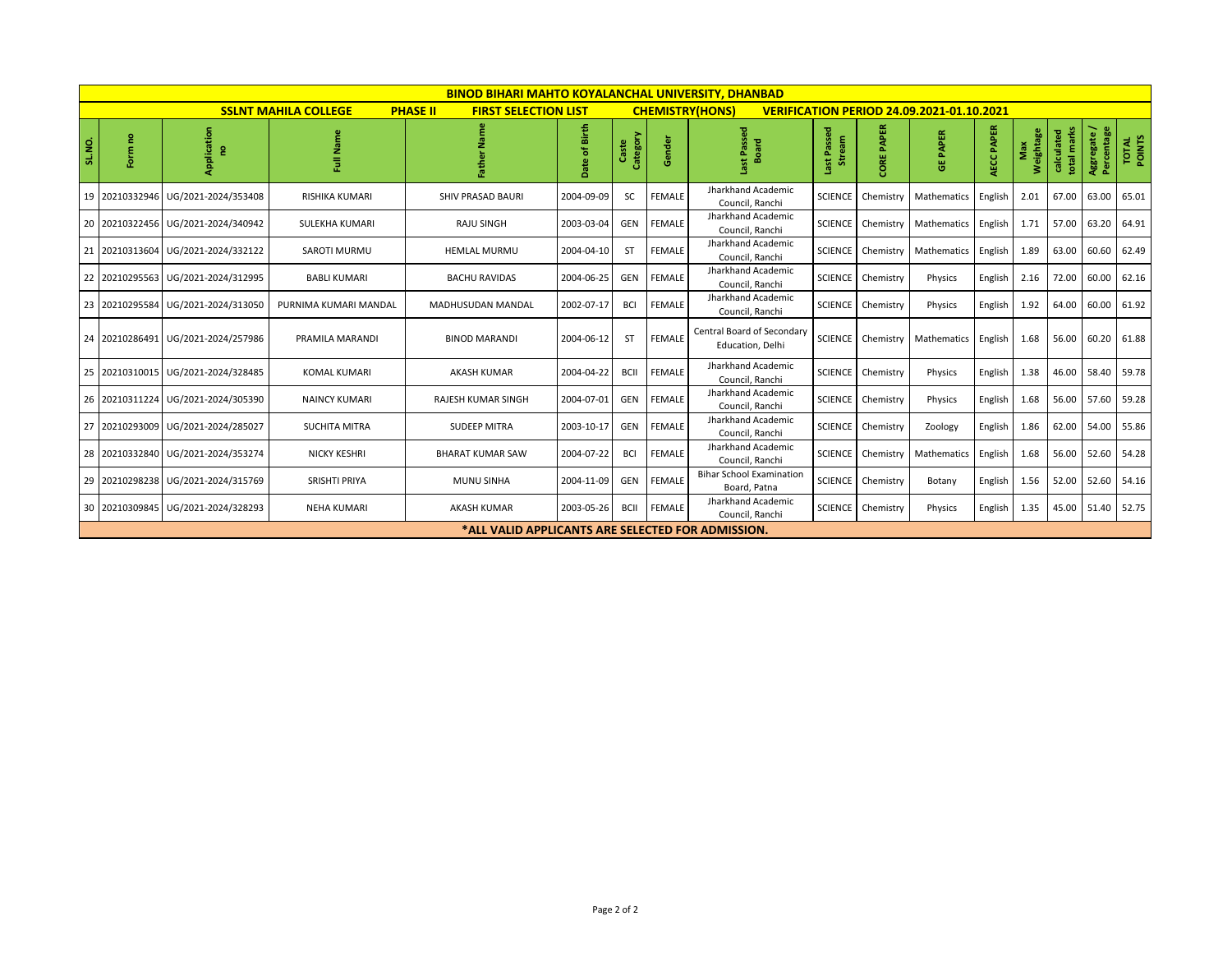# BINOD BIHARI MAHTO KOYALANCHAL UNIVERSITY, DHANBAD

## SSLNT MAHILA COLLEGE PHASE II FIRST SELECTION LIST CHEMISTRY(HONS) VERIFICATION PERIOD 24.09.2021-01.10.2021

| SL.NO. | Form no | Application no | Full Name | Father Name | Date of Birth | Caste Category | Gender | Last Passed Board | Last Passed Stream | CORE PAPER | GE PAPER | AECC PAPER | Max Weightage | calculated total marks | Aggregate / Percentage | TOTAL POINTS |
|---|---|---|---|---|---|---|---|---|---|---|---|---|---|---|---|---|
| 19 | 20210332946 | UG/2021-2024/353408 | RISHIKA KUMARI | SHIV PRASAD BAURI | 2004-09-09 | SC | FEMALE | Jharkhand Academic Council, Ranchi | SCIENCE | Chemistry | Mathematics | English | 2.01 | 67.00 | 63.00 | 65.01 |
| 20 | 20210322456 | UG/2021-2024/340942 | SULEKHA KUMARI | RAJU SINGH | 2003-03-04 | GEN | FEMALE | Jharkhand Academic Council, Ranchi | SCIENCE | Chemistry | Mathematics | English | 1.71 | 57.00 | 63.20 | 64.91 |
| 21 | 20210313604 | UG/2021-2024/332122 | SAROTI MURMU | HEMLAL MURMU | 2004-04-10 | ST | FEMALE | Jharkhand Academic Council, Ranchi | SCIENCE | Chemistry | Mathematics | English | 1.89 | 63.00 | 60.60 | 62.49 |
| 22 | 20210295563 | UG/2021-2024/312995 | BABLI KUMARI | BACHU RAVIDAS | 2004-06-25 | GEN | FEMALE | Jharkhand Academic Council, Ranchi | SCIENCE | Chemistry | Physics | English | 2.16 | 72.00 | 60.00 | 62.16 |
| 23 | 20210295584 | UG/2021-2024/313050 | PURNIMA KUMARI MANDAL | MADHUSUDAN MANDAL | 2002-07-17 | BCI | FEMALE | Jharkhand Academic Council, Ranchi | SCIENCE | Chemistry | Physics | English | 1.92 | 64.00 | 60.00 | 61.92 |
| 24 | 20210286491 | UG/2021-2024/257986 | PRAMILA MARANDI | BINOD MARANDI | 2004-06-12 | ST | FEMALE | Central Board of Secondary Education, Delhi | SCIENCE | Chemistry | Mathematics | English | 1.68 | 56.00 | 60.20 | 61.88 |
| 25 | 20210310015 | UG/2021-2024/328485 | KOMAL KUMARI | AKASH KUMAR | 2004-04-22 | BCII | FEMALE | Jharkhand Academic Council, Ranchi | SCIENCE | Chemistry | Physics | English | 1.38 | 46.00 | 58.40 | 59.78 |
| 26 | 20210311224 | UG/2021-2024/305390 | NAINCY KUMARI | RAJESH KUMAR SINGH | 2004-07-01 | GEN | FEMALE | Jharkhand Academic Council, Ranchi | SCIENCE | Chemistry | Physics | English | 1.68 | 56.00 | 57.60 | 59.28 |
| 27 | 20210293009 | UG/2021-2024/285027 | SUCHITA MITRA | SUDEEP MITRA | 2003-10-17 | GEN | FEMALE | Jharkhand Academic Council, Ranchi | SCIENCE | Chemistry | Zoology | English | 1.86 | 62.00 | 54.00 | 55.86 |
| 28 | 20210332840 | UG/2021-2024/353274 | NICKY KESHRI | BHARAT KUMAR SAW | 2004-07-22 | BCI | FEMALE | Jharkhand Academic Council, Ranchi | SCIENCE | Chemistry | Mathematics | English | 1.68 | 56.00 | 52.60 | 54.28 |
| 29 | 20210298238 | UG/2021-2024/315769 | SRISHTI PRIYA | MUNU SINHA | 2004-11-09 | GEN | FEMALE | Bihar School Examination Board, Patna | SCIENCE | Chemistry | Botany | English | 1.56 | 52.00 | 52.60 | 54.16 |
| 30 | 20210309845 | UG/2021-2024/328293 | NEHA KUMARI | AKASH KUMAR | 2003-05-26 | BCII | FEMALE | Jharkhand Academic Council, Ranchi | SCIENCE | Chemistry | Physics | English | 1.35 | 45.00 | 51.40 | 52.75 |

**\*ALL VALID APPLICANTS ARE SELECTED FOR ADMISSION.**